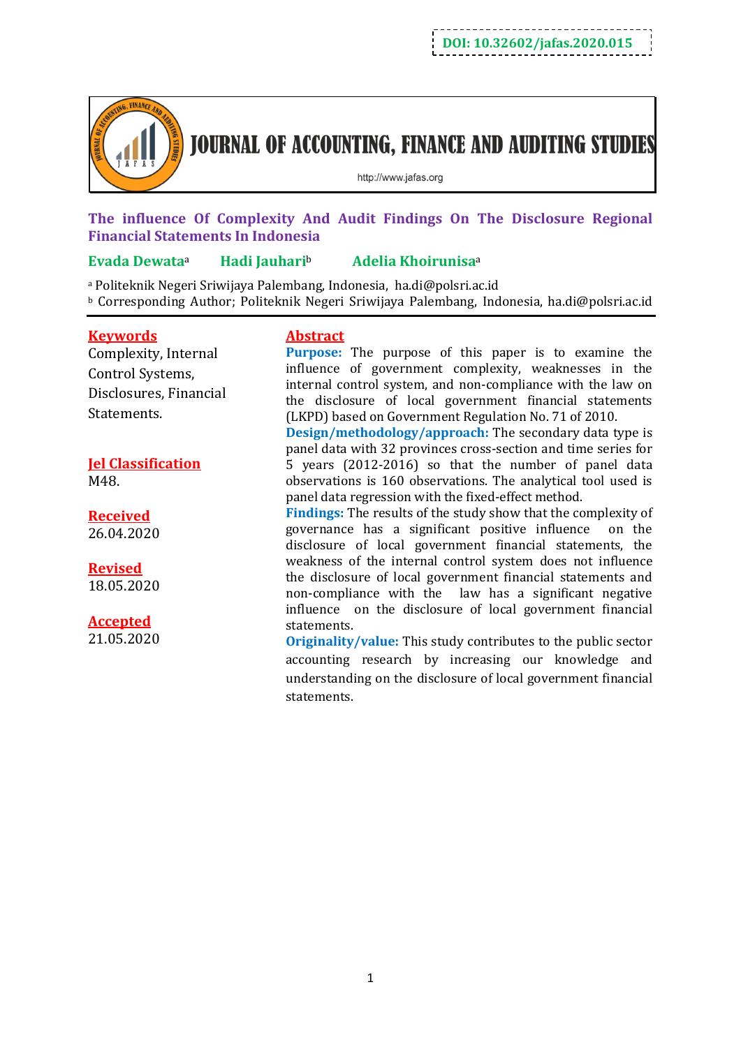DOI: 10.32602/jafas.2020.015

JOURNAL OF ACCOUNTING, FINANCE AND AUDITING STUDIES

http://www.jafas.org

# The influence Of Complexity And Audit Findings On The Disclosure Regional Financial Statements In Indonesia

**Evada Dewata**[a] **Hadi Jauhari**[b] **Adelia Khoirunisa**[a]

[a] Politeknik Negeri Sriwijaya Palembang, Indonesia, ha.di@polsri.ac.id

[b] Corresponding Author; Politeknik Negeri Sriwijaya Palembang, Indonesia, ha.di@polsri.ac.id

**Keywords**
Complexity, Internal Control Systems, Disclosures, Financial Statements.

**Jel Classification**
M48.

**Received**
26.04.2020

**Revised**
18.05.2020

**Accepted**
21.05.2020

## Abstract

**Purpose:** The purpose of this paper is to examine the influence of government complexity, weaknesses in the internal control system, and non-compliance with the law on the disclosure of local government financial statements (LKPD) based on Government Regulation No. 71 of 2010.

**Design/methodology/approach:** The secondary data type is panel data with 32 provinces cross-section and time series for 5 years (2012-2016) so that the number of panel data observations is 160 observations. The analytical tool used is panel data regression with the fixed-effect method.

**Findings:** The results of the study show that the complexity of governance has a significant positive influence on the disclosure of local government financial statements, the weakness of the internal control system does not influence the disclosure of local government financial statements and non-compliance with the law has a significant negative influence on the disclosure of local government financial statements.

**Originality/value:** This study contributes to the public sector accounting research by increasing our knowledge and understanding on the disclosure of local government financial statements.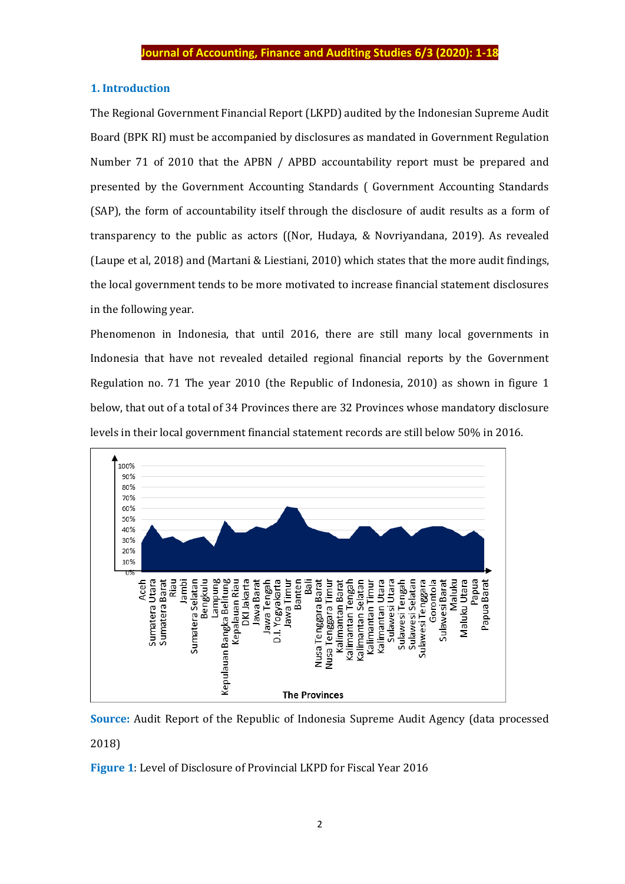## 1. Introduction

The Regional Government Financial Report (LKPD) audited by the Indonesian Supreme Audit Board (BPK RI) must be accompanied by disclosures as mandated in Government Regulation Number 71 of 2010 that the APBN / APBD accountability report must be prepared and presented by the Government Accounting Standards ( Government Accounting Standards (SAP), the form of accountability itself through the disclosure of audit results as a form of transparency to the public as actors ((Nor, Hudaya, & Novriyandana, 2019). As revealed (Laupe et al, 2018) and (Martani & Liestiani, 2010) which states that the more audit findings, the local government tends to be more motivated to increase financial statement disclosures in the following year.

Phenomenon in Indonesia, that until 2016, there are still many local governments in Indonesia that have not revealed detailed regional financial reports by the Government Regulation no. 71 The year 2010 (the Republic of Indonesia, 2010) as shown in figure 1 below, that out of a total of 34 Provinces there are 32 Provinces whose mandatory disclosure levels in their local government financial statement records are still below 50% in 2016.

**Source:** Audit Report of the Republic of Indonesia Supreme Audit Agency (data processed 2018)

**Figure 1**: Level of Disclosure of Provincial LKPD for Fiscal Year 2016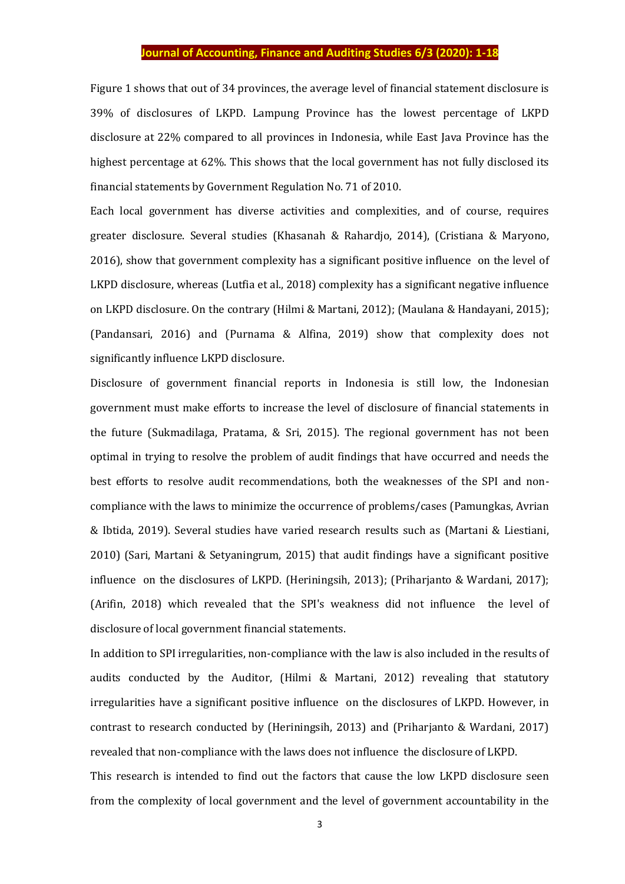Figure 1 shows that out of 34 provinces, the average level of financial statement disclosure is 39% of disclosures of LKPD. Lampung Province has the lowest percentage of LKPD disclosure at 22% compared to all provinces in Indonesia, while East Java Province has the highest percentage at 62%. This shows that the local government has not fully disclosed its financial statements by Government Regulation No. 71 of 2010.

Each local government has diverse activities and complexities, and of course, requires greater disclosure. Several studies (Khasanah & Rahardjo, 2014), (Cristiana & Maryono, 2016), show that government complexity has a significant positive influence on the level of LKPD disclosure, whereas (Lutfia et al., 2018) complexity has a significant negative influence on LKPD disclosure. On the contrary (Hilmi & Martani, 2012); (Maulana & Handayani, 2015); (Pandansari, 2016) and (Purnama & Alfina, 2019) show that complexity does not significantly influence LKPD disclosure.

Disclosure of government financial reports in Indonesia is still low, the Indonesian government must make efforts to increase the level of disclosure of financial statements in the future (Sukmadilaga, Pratama, & Sri, 2015). The regional government has not been optimal in trying to resolve the problem of audit findings that have occurred and needs the best efforts to resolve audit recommendations, both the weaknesses of the SPI and non-compliance with the laws to minimize the occurrence of problems/cases (Pamungkas, Avrian & Ibtida, 2019). Several studies have varied research results such as (Martani & Liestiani, 2010) (Sari, Martani & Setyaningrum, 2015) that audit findings have a significant positive influence on the disclosures of LKPD. (Heriningsih, 2013); (Priharjanto & Wardani, 2017); (Arifin, 2018) which revealed that the SPI's weakness did not influence the level of disclosure of local government financial statements.

In addition to SPI irregularities, non-compliance with the law is also included in the results of audits conducted by the Auditor, (Hilmi & Martani, 2012) revealing that statutory irregularities have a significant positive influence on the disclosures of LKPD. However, in contrast to research conducted by (Heriningsih, 2013) and (Priharjanto & Wardani, 2017) revealed that non-compliance with the laws does not influence the disclosure of LKPD.

This research is intended to find out the factors that cause the low LKPD disclosure seen from the complexity of local government and the level of government accountability in the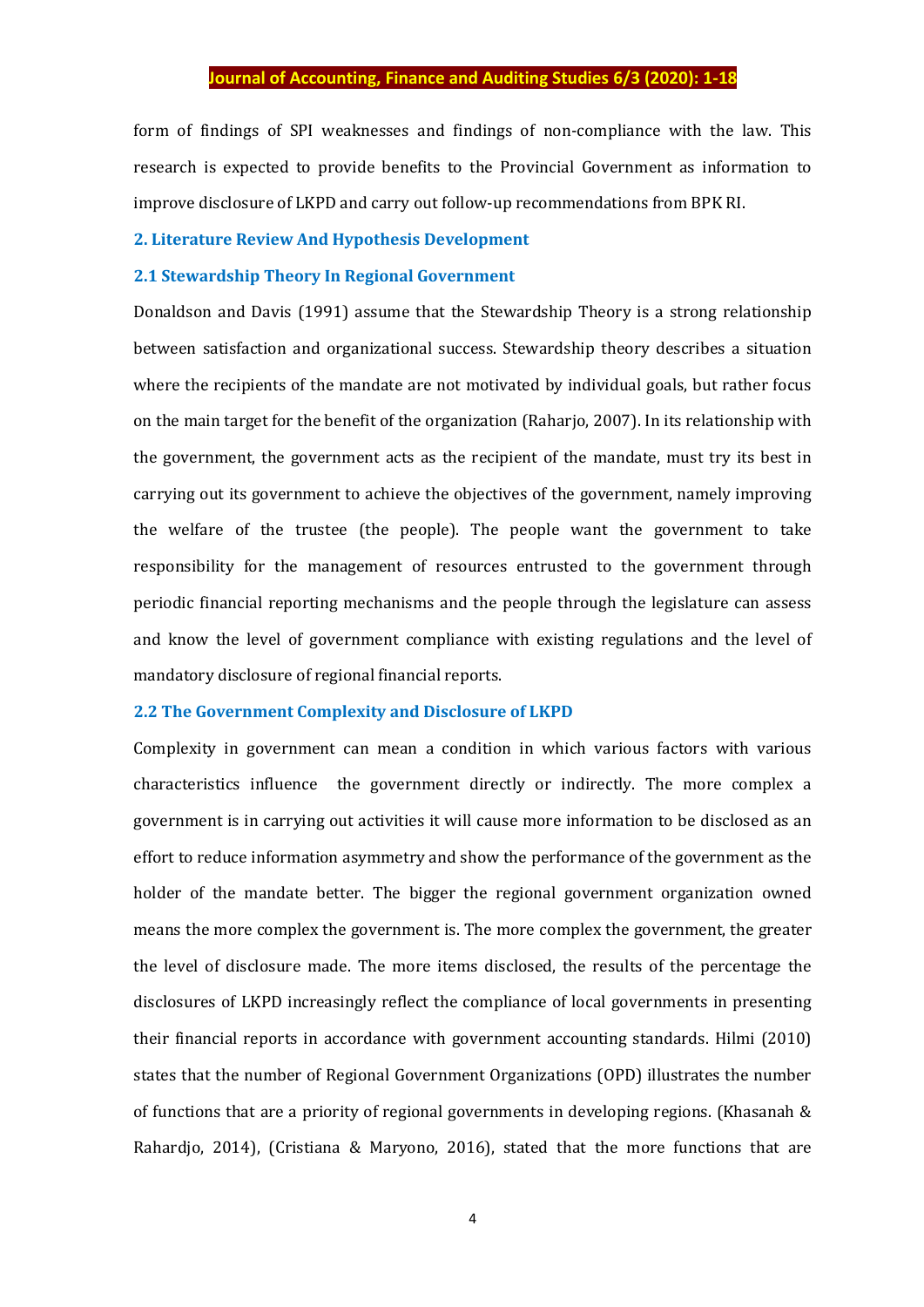form of findings of SPI weaknesses and findings of non-compliance with the law. This research is expected to provide benefits to the Provincial Government as information to improve disclosure of LKPD and carry out follow-up recommendations from BPK RI.

## 2. Literature Review And Hypothesis Development

### 2.1 Stewardship Theory In Regional Government

Donaldson and Davis (1991) assume that the Stewardship Theory is a strong relationship between satisfaction and organizational success. Stewardship theory describes a situation where the recipients of the mandate are not motivated by individual goals, but rather focus on the main target for the benefit of the organization (Raharjo, 2007). In its relationship with the government, the government acts as the recipient of the mandate, must try its best in carrying out its government to achieve the objectives of the government, namely improving the welfare of the trustee (the people). The people want the government to take responsibility for the management of resources entrusted to the government through periodic financial reporting mechanisms and the people through the legislature can assess and know the level of government compliance with existing regulations and the level of mandatory disclosure of regional financial reports.

### 2.2 The Government Complexity and Disclosure of LKPD

Complexity in government can mean a condition in which various factors with various characteristics influence the government directly or indirectly. The more complex a government is in carrying out activities it will cause more information to be disclosed as an effort to reduce information asymmetry and show the performance of the government as the holder of the mandate better. The bigger the regional government organization owned means the more complex the government is. The more complex the government, the greater the level of disclosure made. The more items disclosed, the results of the percentage the disclosures of LKPD increasingly reflect the compliance of local governments in presenting their financial reports in accordance with government accounting standards. Hilmi (2010) states that the number of Regional Government Organizations (OPD) illustrates the number of functions that are a priority of regional governments in developing regions. (Khasanah & Rahardjo, 2014), (Cristiana & Maryono, 2016), stated that the more functions that are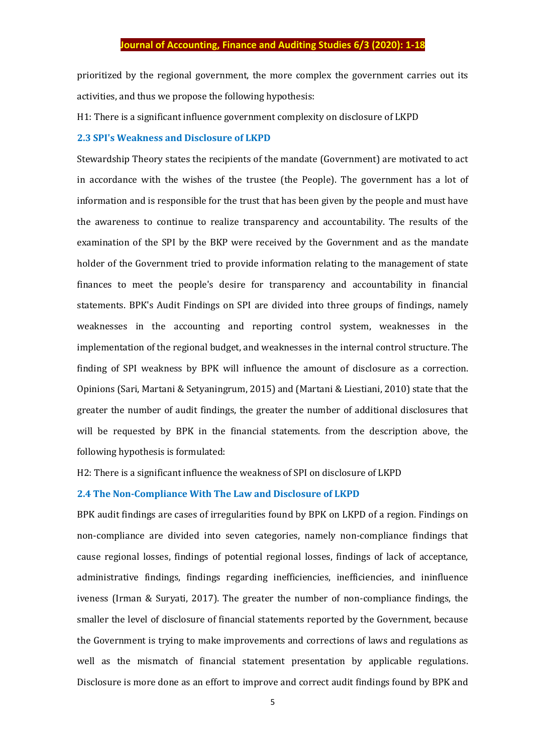prioritized by the regional government, the more complex the government carries out its activities, and thus we propose the following hypothesis:

H1: There is a significant influence government complexity on disclosure of LKPD

### 2.3 SPI's Weakness and Disclosure of LKPD

Stewardship Theory states the recipients of the mandate (Government) are motivated to act in accordance with the wishes of the trustee (the People). The government has a lot of information and is responsible for the trust that has been given by the people and must have the awareness to continue to realize transparency and accountability. The results of the examination of the SPI by the BKP were received by the Government and as the mandate holder of the Government tried to provide information relating to the management of state finances to meet the people's desire for transparency and accountability in financial statements. BPK's Audit Findings on SPI are divided into three groups of findings, namely weaknesses in the accounting and reporting control system, weaknesses in the implementation of the regional budget, and weaknesses in the internal control structure. The finding of SPI weakness by BPK will influence the amount of disclosure as a correction. Opinions (Sari, Martani & Setyaningrum, 2015) and (Martani & Liestiani, 2010) state that the greater the number of audit findings, the greater the number of additional disclosures that will be requested by BPK in the financial statements. from the description above, the following hypothesis is formulated:

H2: There is a significant influence the weakness of SPI on disclosure of LKPD

### 2.4 The Non-Compliance With The Law and Disclosure of LKPD

BPK audit findings are cases of irregularities found by BPK on LKPD of a region. Findings on non-compliance are divided into seven categories, namely non-compliance findings that cause regional losses, findings of potential regional losses, findings of lack of acceptance, administrative findings, findings regarding inefficiencies, inefficiencies, and ininfluence iveness (Irman & Suryati, 2017). The greater the number of non-compliance findings, the smaller the level of disclosure of financial statements reported by the Government, because the Government is trying to make improvements and corrections of laws and regulations as well as the mismatch of financial statement presentation by applicable regulations. Disclosure is more done as an effort to improve and correct audit findings found by BPK and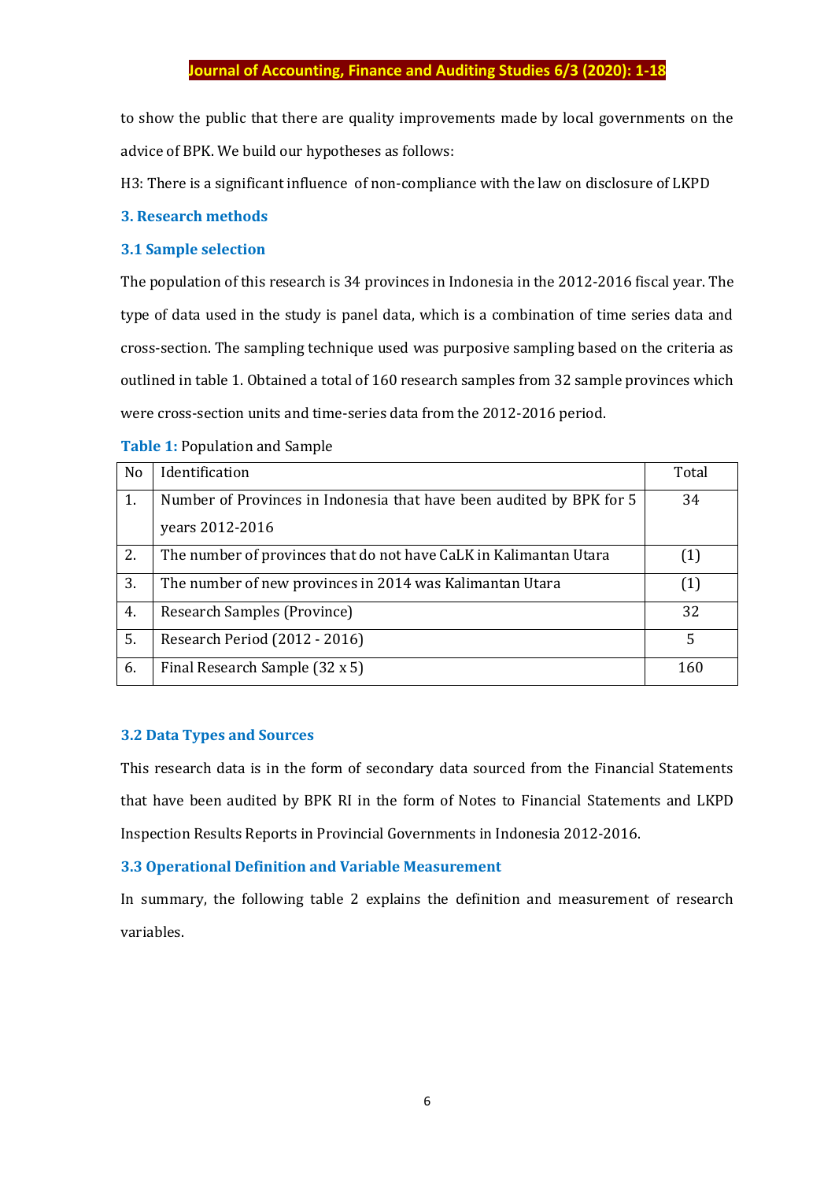to show the public that there are quality improvements made by local governments on the advice of BPK. We build our hypotheses as follows:

H3: There is a significant influence of non-compliance with the law on disclosure of LKPD

## 3. Research methods

### 3.1 Sample selection

The population of this research is 34 provinces in Indonesia in the 2012-2016 fiscal year. The type of data used in the study is panel data, which is a combination of time series data and cross-section. The sampling technique used was purposive sampling based on the criteria as outlined in table 1. Obtained a total of 160 research samples from 32 sample provinces which were cross-section units and time-series data from the 2012-2016 period.

**Table 1:** Population and Sample

| No | Identification | Total |
|---|---|---|
| 1. | Number of Provinces in Indonesia that have been audited by BPK for 5 years 2012-2016 | 34 |
| 2. | The number of provinces that do not have CaLK in Kalimantan Utara | (1) |
| 3. | The number of new provinces in 2014 was Kalimantan Utara | (1) |
| 4. | Research Samples (Province) | 32 |
| 5. | Research Period (2012 - 2016) | 5 |
| 6. | Final Research Sample (32 x 5) | 160 |

### 3.2 Data Types and Sources

This research data is in the form of secondary data sourced from the Financial Statements that have been audited by BPK RI in the form of Notes to Financial Statements and LKPD Inspection Results Reports in Provincial Governments in Indonesia 2012-2016.

### 3.3 Operational Definition and Variable Measurement

In summary, the following table 2 explains the definition and measurement of research variables.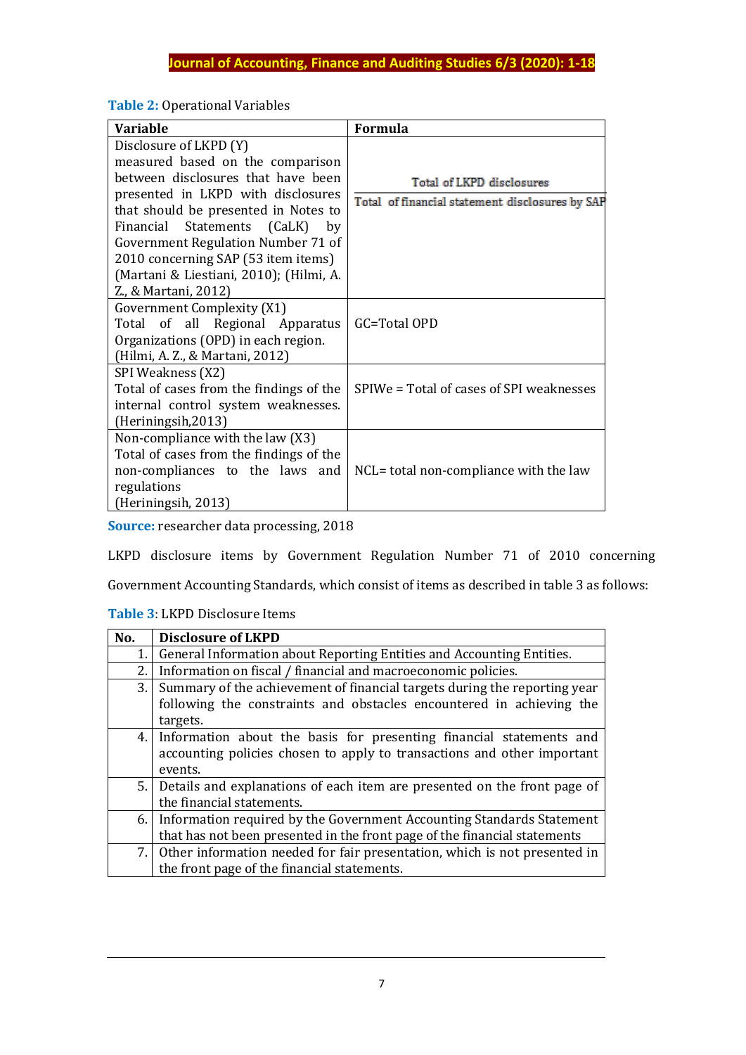**Table 2:** Operational Variables

| Variable | Formula |
| --- | --- |
| Disclosure of LKPD (Y) measured based on the comparison between disclosures that have been presented in LKPD with disclosures that should be presented in Notes to Financial Statements (CaLK) by Government Regulation Number 71 of 2010 concerning SAP (53 item items) (Martani & Liestiani, 2010); (Hilmi, A. Z., & Martani, 2012) | $\frac{\text{Total of LKPD disclosures}}{\text{Total of financial statement disclosures by SAP}}$ |
| Government Complexity (X1) Total of all Regional Apparatus Organizations (OPD) in each region. (Hilmi, A. Z., & Martani, 2012) | GC=Total OPD |
| SPI Weakness (X2) Total of cases from the findings of the internal control system weaknesses. (Heriningsih,2013) | SPIWe = Total of cases of SPI weaknesses |
| Non-compliance with the law (X3) Total of cases from the findings of the non-compliances to the laws and regulations (Heriningsih, 2013) | NCL= total non-compliance with the law |

**Source:** researcher data processing, 2018

LKPD disclosure items by Government Regulation Number 71 of 2010 concerning Government Accounting Standards, which consist of items as described in table 3 as follows:

**Table 3**: LKPD Disclosure Items

| No. | Disclosure of LKPD |
| --- | --- |
| 1. | General Information about Reporting Entities and Accounting Entities. |
| 2. | Information on fiscal / financial and macroeconomic policies. |
| 3. | Summary of the achievement of financial targets during the reporting year following the constraints and obstacles encountered in achieving the targets. |
| 4. | Information about the basis for presenting financial statements and accounting policies chosen to apply to transactions and other important events. |
| 5. | Details and explanations of each item are presented on the front page of the financial statements. |
| 6. | Information required by the Government Accounting Standards Statement that has not been presented in the front page of the financial statements |
| 7. | Other information needed for fair presentation, which is not presented in the front page of the financial statements. |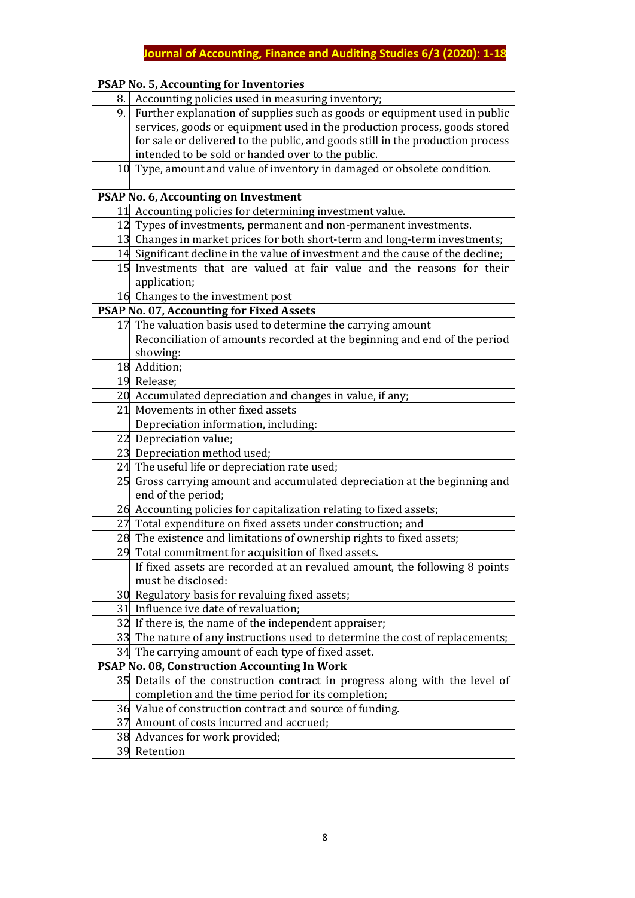| | PSAP No. 5, Accounting for Inventories |
|---|---|
| 8. | Accounting policies used in measuring inventory; |
| 9. | Further explanation of supplies such as goods or equipment used in public services, goods or equipment used in the production process, goods stored for sale or delivered to the public, and goods still in the production process intended to be sold or handed over to the public. |
| 10 | Type, amount and value of inventory in damaged or obsolete condition. |
| | **PSAP No. 6, Accounting on Investment** |
| 11 | Accounting policies for determining investment value. |
| 12 | Types of investments, permanent and non-permanent investments. |
| 13 | Changes in market prices for both short-term and long-term investments; |
| 14 | Significant decline in the value of investment and the cause of the decline; |
| 15 | Investments that are valued at fair value and the reasons for their application; |
| 16 | Changes to the investment post |
| | **PSAP No. 07, Accounting for Fixed Assets** |
| 17 | The valuation basis used to determine the carrying amount |
| | Reconciliation of amounts recorded at the beginning and end of the period showing: |
| 18 | Addition; |
| 19 | Release; |
| 20 | Accumulated depreciation and changes in value, if any; |
| 21 | Movements in other fixed assets |
| | Depreciation information, including: |
| 22 | Depreciation value; |
| 23 | Depreciation method used; |
| 24 | The useful life or depreciation rate used; |
| 25 | Gross carrying amount and accumulated depreciation at the beginning and end of the period; |
| 26 | Accounting policies for capitalization relating to fixed assets; |
| 27 | Total expenditure on fixed assets under construction; and |
| 28 | The existence and limitations of ownership rights to fixed assets; |
| 29 | Total commitment for acquisition of fixed assets. |
| | If fixed assets are recorded at an revalued amount, the following 8 points must be disclosed: |
| 30 | Regulatory basis for revaluing fixed assets; |
| 31 | Influence ive date of revaluation; |
| 32 | If there is, the name of the independent appraiser; |
| 33 | The nature of any instructions used to determine the cost of replacements; |
| 34 | The carrying amount of each type of fixed asset. |
| | **PSAP No. 08, Construction Accounting In Work** |
| 35 | Details of the construction contract in progress along with the level of completion and the time period for its completion; |
| 36 | Value of construction contract and source of funding. |
| 37 | Amount of costs incurred and accrued; |
| 38 | Advances for work provided; |
| 39 | Retention |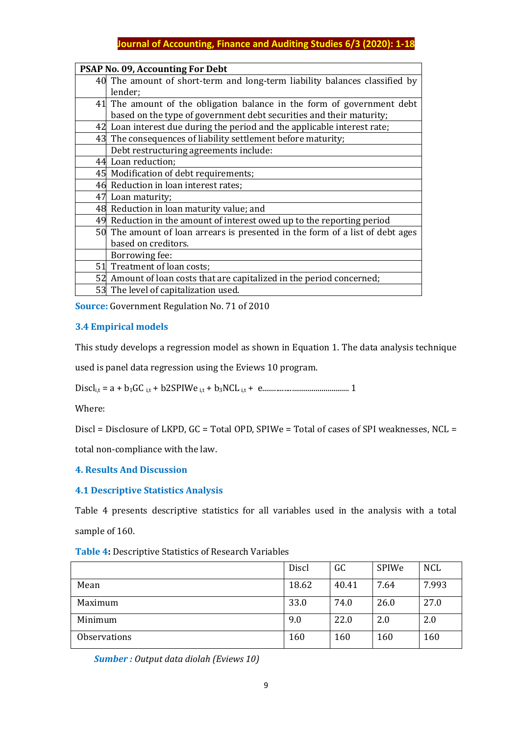| PSAP No. 09, Accounting For Debt | |
|---|---|
| 40 | The amount of short-term and long-term liability balances classified by lender; |
| 41 | The amount of the obligation balance in the form of government debt based on the type of government debt securities and their maturity; |
| 42 | Loan interest due during the period and the applicable interest rate; |
| 43 | The consequences of liability settlement before maturity; |
| | Debt restructuring agreements include: |
| 44 | Loan reduction; |
| 45 | Modification of debt requirements; |
| 46 | Reduction in loan interest rates; |
| 47 | Loan maturity; |
| 48 | Reduction in loan maturity value; and |
| 49 | Reduction in the amount of interest owed up to the reporting period |
| 50 | The amount of loan arrears is presented in the form of a list of debt ages based on creditors. |
| | Borrowing fee: |
| 51 | Treatment of loan costs; |
| 52 | Amount of loan costs that are capitalized in the period concerned; |
| 53 | The level of capitalization used. |

**Source:** Government Regulation No. 71 of 2010

### 3.4 Empirical models

This study develops a regression model as shown in Equation 1. The data analysis technique used is panel data regression using the Eviews 10 program.

$Discl_{i,t} = a + b_1GC_{i,t} + b2SPIWe_{i,t} + b_3NCL_{i,t} + e$............................................. 1

Where:

Discl = Disclosure of LKPD, GC = Total OPD, SPIWe = Total of cases of SPI weaknesses, NCL = total non-compliance with the law.

## 4. Results And Discussion

### 4.1 Descriptive Statistics Analysis

Table 4 presents descriptive statistics for all variables used in the analysis with a total sample of 160.

**Table 4:** Descriptive Statistics of Research Variables

| | Discl | GC | SPIWe | NCL |
|---|---|---|---|---|
| Mean | 18.62 | 40.41 | 7.64 | 7.993 |
| Maximum | 33.0 | 74.0 | 26.0 | 27.0 |
| Minimum | 9.0 | 22.0 | 2.0 | 2.0 |
| Observations | 160 | 160 | 160 | 160 |

***Sumber :*** *Output data diolah (Eviews 10)*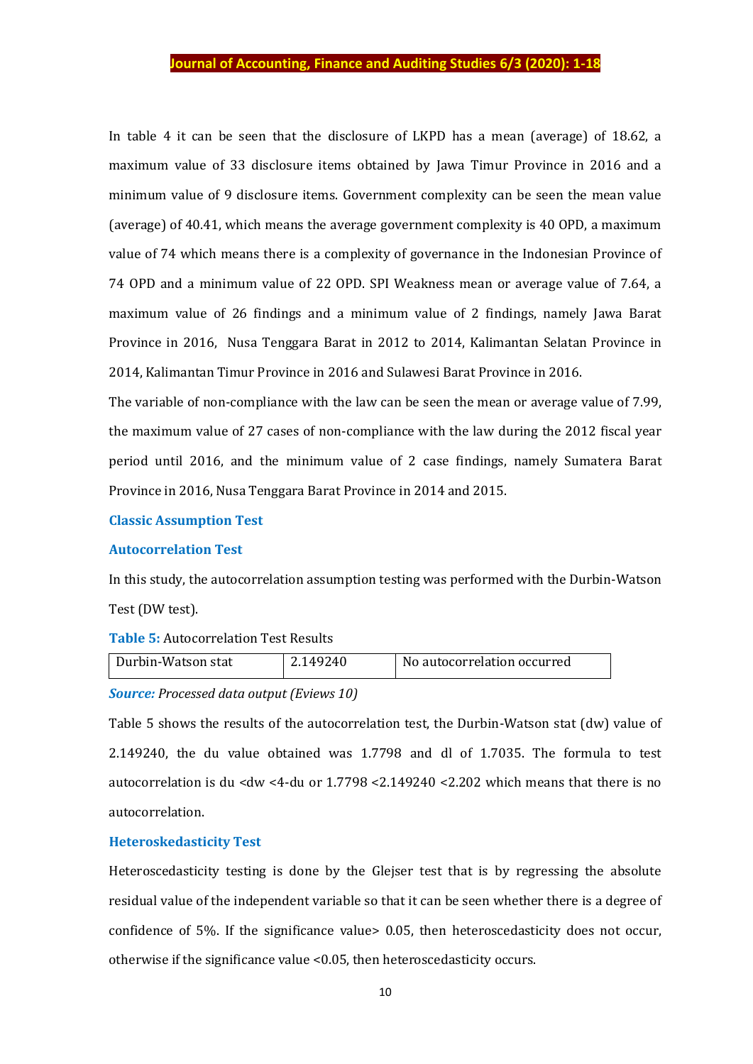In table 4 it can be seen that the disclosure of LKPD has a mean (average) of 18.62, a maximum value of 33 disclosure items obtained by Jawa Timur Province in 2016 and a minimum value of 9 disclosure items. Government complexity can be seen the mean value (average) of 40.41, which means the average government complexity is 40 OPD, a maximum value of 74 which means there is a complexity of governance in the Indonesian Province of 74 OPD and a minimum value of 22 OPD. SPI Weakness mean or average value of 7.64, a maximum value of 26 findings and a minimum value of 2 findings, namely Jawa Barat Province in 2016, Nusa Tenggara Barat in 2012 to 2014, Kalimantan Selatan Province in 2014, Kalimantan Timur Province in 2016 and Sulawesi Barat Province in 2016.

The variable of non-compliance with the law can be seen the mean or average value of 7.99, the maximum value of 27 cases of non-compliance with the law during the 2012 fiscal year period until 2016, and the minimum value of 2 case findings, namely Sumatera Barat Province in 2016, Nusa Tenggara Barat Province in 2014 and 2015.

## Classic Assumption Test

### Autocorrelation Test

In this study, the autocorrelation assumption testing was performed with the Durbin-Watson Test (DW test).

**Table 5:** Autocorrelation Test Results

| Durbin-Watson stat | 2.149240 | No autocorrelation occurred |
|---|---|---|

***Source:*** *Processed data output (Eviews 10)*

Table 5 shows the results of the autocorrelation test, the Durbin-Watson stat (dw) value of 2.149240, the du value obtained was 1.7798 and dl of 1.7035. The formula to test autocorrelation is du <dw <4-du or 1.7798 <2.149240 <2.202 which means that there is no autocorrelation.

### Heteroskedasticity Test

Heteroscedasticity testing is done by the Glejser test that is by regressing the absolute residual value of the independent variable so that it can be seen whether there is a degree of confidence of 5%. If the significance value> 0.05, then heteroscedasticity does not occur, otherwise if the significance value <0.05, then heteroscedasticity occurs.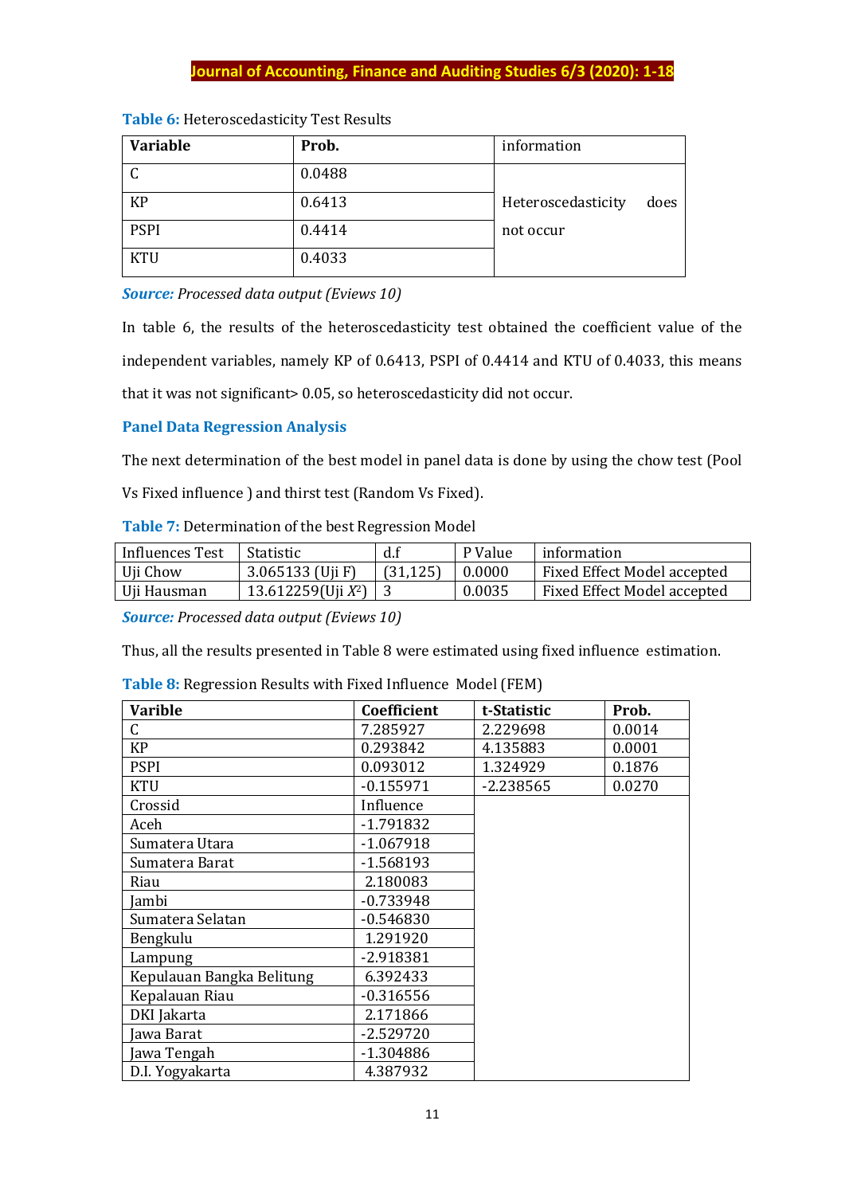**Table 6:** Heteroscedasticity Test Results

| Variable | Prob. | information |
|---|---|---|
| C | 0.0488 | Heteroscedasticity does not occur |
| KP | 0.6413 | |
| PSPI | 0.4414 | |
| KTU | 0.4033 | |

***Source:*** *Processed data output (Eviews 10)*

In table 6, the results of the heteroscedasticity test obtained the coefficient value of the independent variables, namely KP of 0.6413, PSPI of 0.4414 and KTU of 0.4033, this means that it was not significant> 0.05, so heteroscedasticity did not occur.

### Panel Data Regression Analysis

The next determination of the best model in panel data is done by using the chow test (Pool Vs Fixed influence ) and thirst test (Random Vs Fixed).

**Table 7:** Determination of the best Regression Model

| Influences Test | Statistic | d.f | P Value | information |
|---|---|---|---|---|
| Uji Chow | 3.065133 (Uji F) | (31,125) | 0.0000 | Fixed Effect Model accepted |
| Uji Hausman | 13.612259(Uji $X^2$) | 3 | 0.0035 | Fixed Effect Model accepted |

***Source:*** *Processed data output (Eviews 10)*

Thus, all the results presented in Table 8 were estimated using fixed influence estimation.

**Table 8:** Regression Results with Fixed Influence Model (FEM)

| Varible | Coefficient | t-Statistic | Prob. |
|---|---|---|---|
| C | 7.285927 | 2.229698 | 0.0014 |
| KP | 0.293842 | 4.135883 | 0.0001 |
| PSPI | 0.093012 | 1.324929 | 0.1876 |
| KTU | -0.155971 | -2.238565 | 0.0270 |
| Crossid | Influence | | |
| Aceh | -1.791832 | | |
| Sumatera Utara | -1.067918 | | |
| Sumatera Barat | -1.568193 | | |
| Riau | 2.180083 | | |
| Jambi | -0.733948 | | |
| Sumatera Selatan | -0.546830 | | |
| Bengkulu | 1.291920 | | |
| Lampung | -2.918381 | | |
| Kepulauan Bangka Belitung | 6.392433 | | |
| Kepalauan Riau | -0.316556 | | |
| DKI Jakarta | 2.171866 | | |
| Jawa Barat | -2.529720 | | |
| Jawa Tengah | -1.304886 | | |
| D.I. Yogyakarta | 4.387932 | | |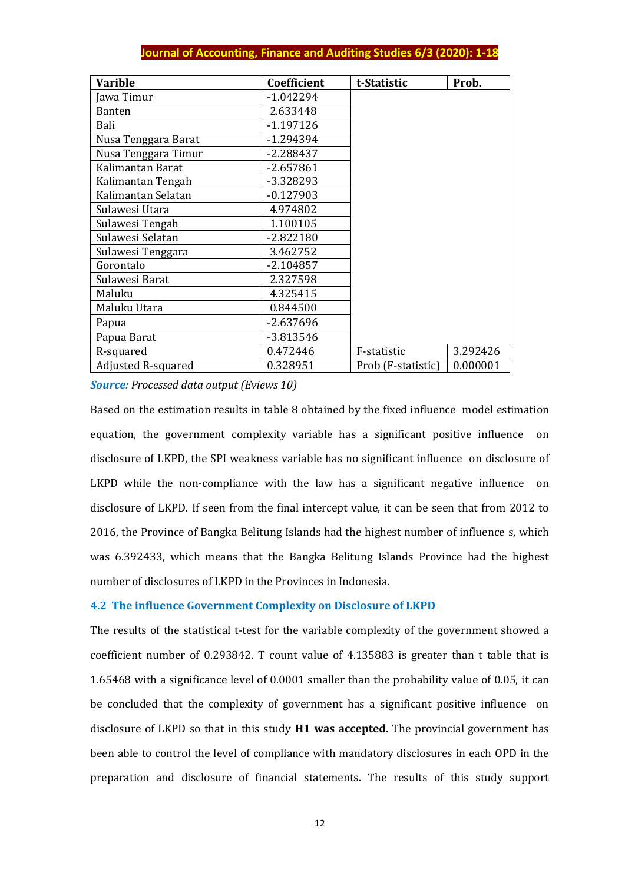| Varible | Coefficient | t-Statistic | Prob. |
|---|---|---|---|
| Jawa Timur | -1.042294 | | |
| Banten | 2.633448 | | |
| Bali | -1.197126 | | |
| Nusa Tenggara Barat | -1.294394 | | |
| Nusa Tenggara Timur | -2.288437 | | |
| Kalimantan Barat | -2.657861 | | |
| Kalimantan Tengah | -3.328293 | | |
| Kalimantan Selatan | -0.127903 | | |
| Sulawesi Utara | 4.974802 | | |
| Sulawesi Tengah | 1.100105 | | |
| Sulawesi Selatan | -2.822180 | | |
| Sulawesi Tenggara | 3.462752 | | |
| Gorontalo | -2.104857 | | |
| Sulawesi Barat | 2.327598 | | |
| Maluku | 4.325415 | | |
| Maluku Utara | 0.844500 | | |
| Papua | -2.637696 | | |
| Papua Barat | -3.813546 | | |
| R-squared | 0.472446 | F-statistic | 3.292426 |
| Adjusted R-squared | 0.328951 | Prob (F-statistic) | 0.000001 |

***Source:*** *Processed data output (Eviews 10)*

Based on the estimation results in table 8 obtained by the fixed influence model estimation equation, the government complexity variable has a significant positive influence on disclosure of LKPD, the SPI weakness variable has no significant influence on disclosure of LKPD while the non-compliance with the law has a significant negative influence on disclosure of LKPD. If seen from the final intercept value, it can be seen that from 2012 to 2016, the Province of Bangka Belitung Islands had the highest number of influence s, which was 6.392433, which means that the Bangka Belitung Islands Province had the highest number of disclosures of LKPD in the Provinces in Indonesia.

### 4.2 The influence Government Complexity on Disclosure of LKPD

The results of the statistical t-test for the variable complexity of the government showed a coefficient number of 0.293842. T count value of 4.135883 is greater than t table that is 1.65468 with a significance level of 0.0001 smaller than the probability value of 0.05, it can be concluded that the complexity of government has a significant positive influence on disclosure of LKPD so that in this study **H1 was accepted**. The provincial government has been able to control the level of compliance with mandatory disclosures in each OPD in the preparation and disclosure of financial statements. The results of this study support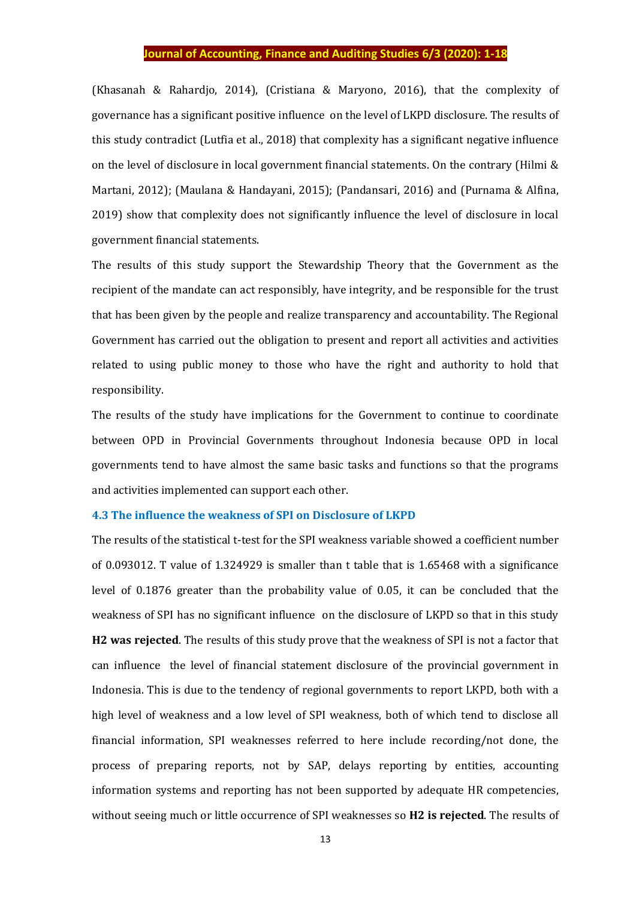(Khasanah & Rahardjo, 2014), (Cristiana & Maryono, 2016), that the complexity of governance has a significant positive influence on the level of LKPD disclosure. The results of this study contradict (Lutfia et al., 2018) that complexity has a significant negative influence on the level of disclosure in local government financial statements. On the contrary (Hilmi & Martani, 2012); (Maulana & Handayani, 2015); (Pandansari, 2016) and (Purnama & Alfina, 2019) show that complexity does not significantly influence the level of disclosure in local government financial statements.

The results of this study support the Stewardship Theory that the Government as the recipient of the mandate can act responsibly, have integrity, and be responsible for the trust that has been given by the people and realize transparency and accountability. The Regional Government has carried out the obligation to present and report all activities and activities related to using public money to those who have the right and authority to hold that responsibility.

The results of the study have implications for the Government to continue to coordinate between OPD in Provincial Governments throughout Indonesia because OPD in local governments tend to have almost the same basic tasks and functions so that the programs and activities implemented can support each other.

### 4.3 The influence the weakness of SPI on Disclosure of LKPD

The results of the statistical t-test for the SPI weakness variable showed a coefficient number of 0.093012. T value of 1.324929 is smaller than t table that is 1.65468 with a significance level of 0.1876 greater than the probability value of 0.05, it can be concluded that the weakness of SPI has no significant influence on the disclosure of LKPD so that in this study **H2 was rejected**. The results of this study prove that the weakness of SPI is not a factor that can influence the level of financial statement disclosure of the provincial government in Indonesia. This is due to the tendency of regional governments to report LKPD, both with a high level of weakness and a low level of SPI weakness, both of which tend to disclose all financial information, SPI weaknesses referred to here include recording/not done, the process of preparing reports, not by SAP, delays reporting by entities, accounting information systems and reporting has not been supported by adequate HR competencies, without seeing much or little occurrence of SPI weaknesses so **H2 is rejected**. The results of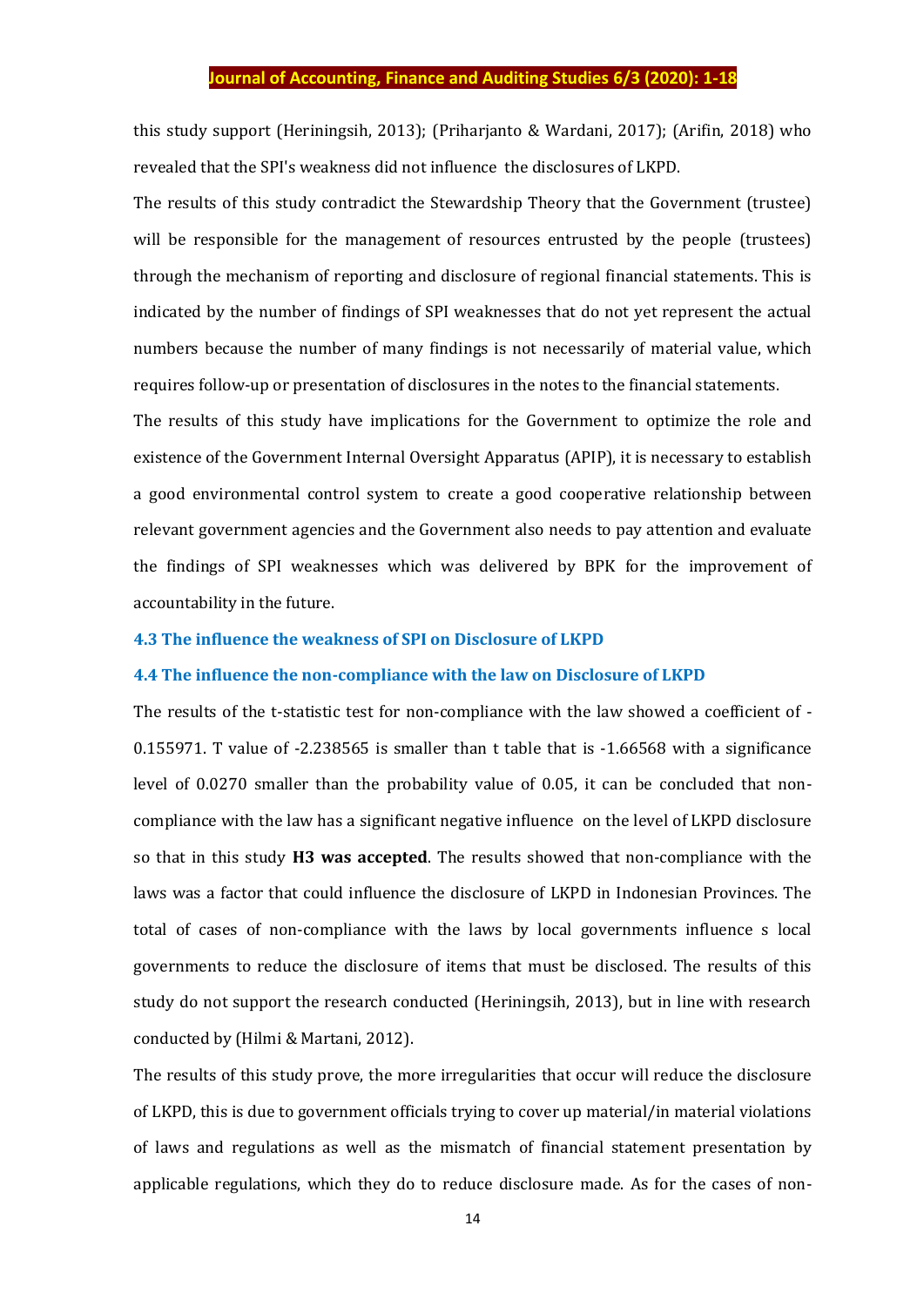this study support (Heriningsih, 2013); (Priharjanto & Wardani, 2017); (Arifin, 2018) who revealed that the SPI's weakness did not influence the disclosures of LKPD.

The results of this study contradict the Stewardship Theory that the Government (trustee) will be responsible for the management of resources entrusted by the people (trustees) through the mechanism of reporting and disclosure of regional financial statements. This is indicated by the number of findings of SPI weaknesses that do not yet represent the actual numbers because the number of many findings is not necessarily of material value, which requires follow-up or presentation of disclosures in the notes to the financial statements.

The results of this study have implications for the Government to optimize the role and existence of the Government Internal Oversight Apparatus (APIP), it is necessary to establish a good environmental control system to create a good cooperative relationship between relevant government agencies and the Government also needs to pay attention and evaluate the findings of SPI weaknesses which was delivered by BPK for the improvement of accountability in the future.

### 4.3 The influence the weakness of SPI on Disclosure of LKPD

### 4.4 The influence the non-compliance with the law on Disclosure of LKPD

The results of the t-statistic test for non-compliance with the law showed a coefficient of -0.155971. T value of -2.238565 is smaller than t table that is -1.66568 with a significance level of 0.0270 smaller than the probability value of 0.05, it can be concluded that non-compliance with the law has a significant negative influence on the level of LKPD disclosure so that in this study **H3 was accepted**. The results showed that non-compliance with the laws was a factor that could influence the disclosure of LKPD in Indonesian Provinces. The total of cases of non-compliance with the laws by local governments influence s local governments to reduce the disclosure of items that must be disclosed. The results of this study do not support the research conducted (Heriningsih, 2013), but in line with research conducted by (Hilmi & Martani, 2012).

The results of this study prove, the more irregularities that occur will reduce the disclosure of LKPD, this is due to government officials trying to cover up material/in material violations of laws and regulations as well as the mismatch of financial statement presentation by applicable regulations, which they do to reduce disclosure made. As for the cases of non-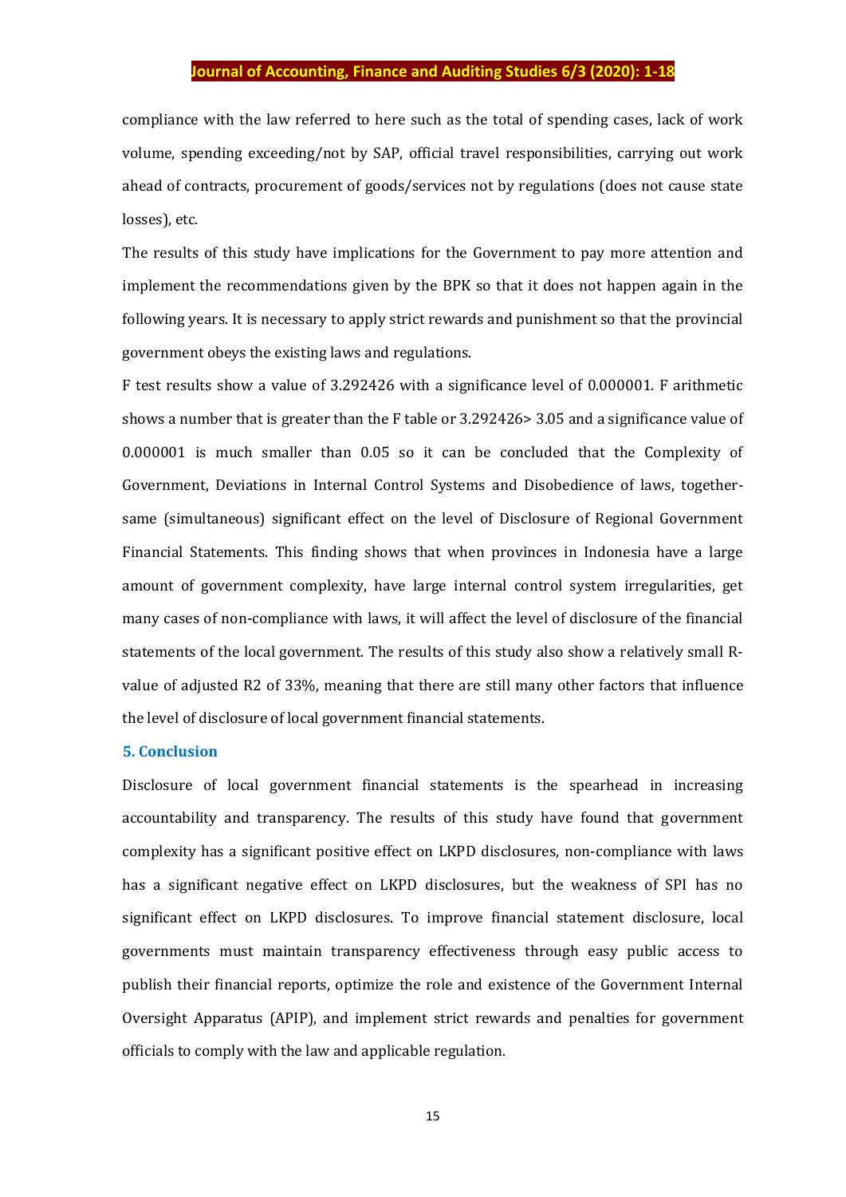compliance with the law referred to here such as the total of spending cases, lack of work volume, spending exceeding/not by SAP, official travel responsibilities, carrying out work ahead of contracts, procurement of goods/services not by regulations (does not cause state losses), etc.

The results of this study have implications for the Government to pay more attention and implement the recommendations given by the BPK so that it does not happen again in the following years. It is necessary to apply strict rewards and punishment so that the provincial government obeys the existing laws and regulations.

F test results show a value of 3.292426 with a significance level of 0.000001. F arithmetic shows a number that is greater than the F table or 3.292426> 3.05 and a significance value of 0.000001 is much smaller than 0.05 so it can be concluded that the Complexity of Government, Deviations in Internal Control Systems and Disobedience of laws, together-same (simultaneous) significant effect on the level of Disclosure of Regional Government Financial Statements. This finding shows that when provinces in Indonesia have a large amount of government complexity, have large internal control system irregularities, get many cases of non-compliance with laws, it will affect the level of disclosure of the financial statements of the local government. The results of this study also show a relatively small R-value of adjusted R2 of 33%, meaning that there are still many other factors that influence the level of disclosure of local government financial statements.

## 5. Conclusion

Disclosure of local government financial statements is the spearhead in increasing accountability and transparency. The results of this study have found that government complexity has a significant positive effect on LKPD disclosures, non-compliance with laws has a significant negative effect on LKPD disclosures, but the weakness of SPI has no significant effect on LKPD disclosures. To improve financial statement disclosure, local governments must maintain transparency effectiveness through easy public access to publish their financial reports, optimize the role and existence of the Government Internal Oversight Apparatus (APIP), and implement strict rewards and penalties for government officials to comply with the law and applicable regulation.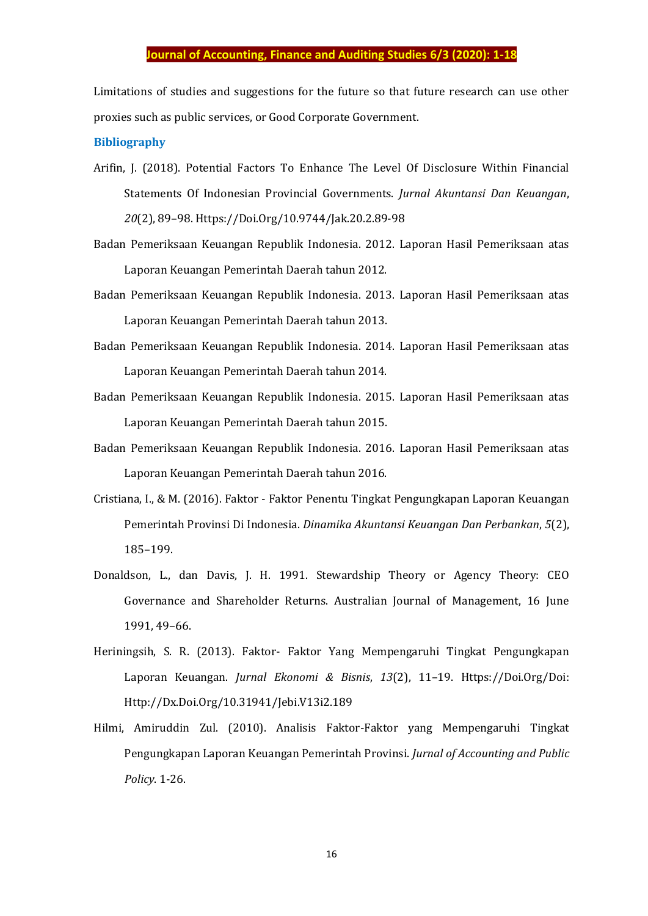Limitations of studies and suggestions for the future so that future research can use other proxies such as public services, or Good Corporate Government.

## Bibliography

Arifin, J. (2018). Potential Factors To Enhance The Level Of Disclosure Within Financial Statements Of Indonesian Provincial Governments. *Jurnal Akuntansi Dan Keuangan*, *20*(2), 89–98. Https://Doi.Org/10.9744/Jak.20.2.89-98

Badan Pemeriksaan Keuangan Republik Indonesia. 2012. Laporan Hasil Pemeriksaan atas Laporan Keuangan Pemerintah Daerah tahun 2012.

Badan Pemeriksaan Keuangan Republik Indonesia. 2013. Laporan Hasil Pemeriksaan atas Laporan Keuangan Pemerintah Daerah tahun 2013.

Badan Pemeriksaan Keuangan Republik Indonesia. 2014. Laporan Hasil Pemeriksaan atas Laporan Keuangan Pemerintah Daerah tahun 2014.

Badan Pemeriksaan Keuangan Republik Indonesia. 2015. Laporan Hasil Pemeriksaan atas Laporan Keuangan Pemerintah Daerah tahun 2015.

Badan Pemeriksaan Keuangan Republik Indonesia. 2016. Laporan Hasil Pemeriksaan atas Laporan Keuangan Pemerintah Daerah tahun 2016.

Cristiana, I., & M. (2016). Faktor - Faktor Penentu Tingkat Pengungkapan Laporan Keuangan Pemerintah Provinsi Di Indonesia. *Dinamika Akuntansi Keuangan Dan Perbankan*, *5*(2), 185–199.

Donaldson, L., dan Davis, J. H. 1991. Stewardship Theory or Agency Theory: CEO Governance and Shareholder Returns. Australian Journal of Management, 16 June 1991, 49–66.

Heriningsih, S. R. (2013). Faktor- Faktor Yang Mempengaruhi Tingkat Pengungkapan Laporan Keuangan. *Jurnal Ekonomi & Bisnis*, *13*(2), 11–19. Https://Doi.Org/Doi: Http://Dx.Doi.Org/10.31941/Jebi.V13i2.189

Hilmi, Amiruddin Zul. (2010). Analisis Faktor-Faktor yang Mempengaruhi Tingkat Pengungkapan Laporan Keuangan Pemerintah Provinsi. *Jurnal of Accounting and Public Policy*. 1-26.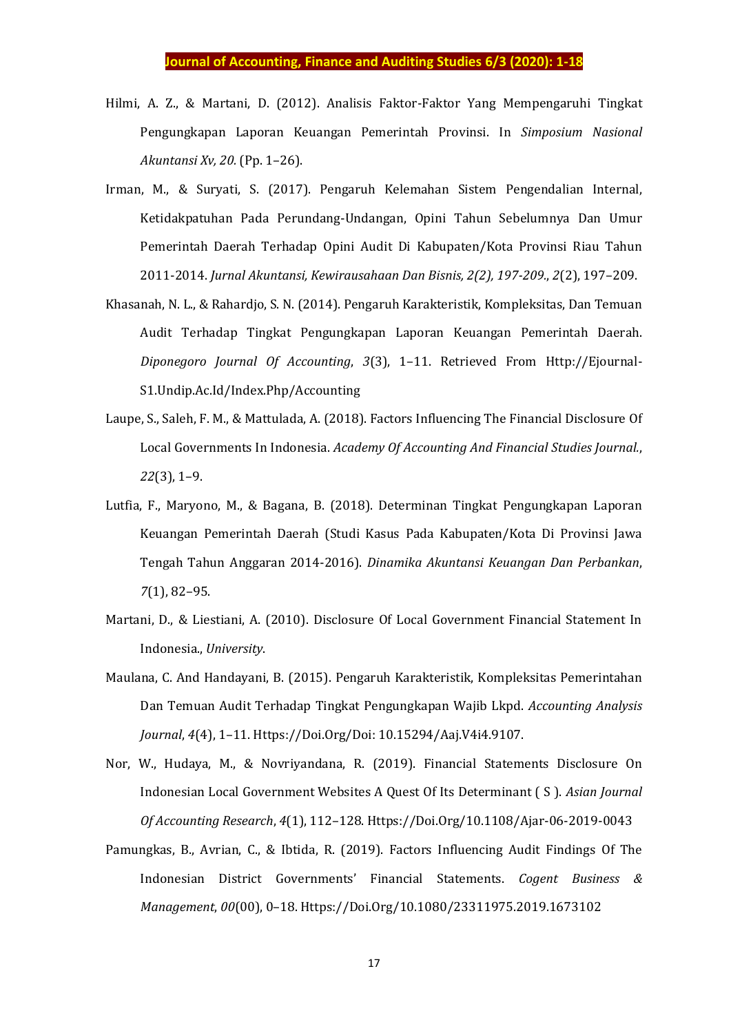Hilmi, A. Z., & Martani, D. (2012). Analisis Faktor-Faktor Yang Mempengaruhi Tingkat Pengungkapan Laporan Keuangan Pemerintah Provinsi. In *Simposium Nasional Akuntansi Xv, 20*. (Pp. 1–26).

Irman, M., & Suryati, S. (2017). Pengaruh Kelemahan Sistem Pengendalian Internal, Ketidakpatuhan Pada Perundang-Undangan, Opini Tahun Sebelumnya Dan Umur Pemerintah Daerah Terhadap Opini Audit Di Kabupaten/Kota Provinsi Riau Tahun 2011-2014. *Jurnal Akuntansi, Kewirausahaan Dan Bisnis, 2(2), 197-209.*, *2*(2), 197–209.

Khasanah, N. L., & Rahardjo, S. N. (2014). Pengaruh Karakteristik, Kompleksitas, Dan Temuan Audit Terhadap Tingkat Pengungkapan Laporan Keuangan Pemerintah Daerah. *Diponegoro Journal Of Accounting*, *3*(3), 1–11. Retrieved From Http://Ejournal-S1.Undip.Ac.Id/Index.Php/Accounting

Laupe, S., Saleh, F. M., & Mattulada, A. (2018). Factors Influencing The Financial Disclosure Of Local Governments In Indonesia. *Academy Of Accounting And Financial Studies Journal.*, *22*(3), 1–9.

Lutfia, F., Maryono, M., & Bagana, B. (2018). Determinan Tingkat Pengungkapan Laporan Keuangan Pemerintah Daerah (Studi Kasus Pada Kabupaten/Kota Di Provinsi Jawa Tengah Tahun Anggaran 2014-2016). *Dinamika Akuntansi Keuangan Dan Perbankan*, *7*(1), 82–95.

Martani, D., & Liestiani, A. (2010). Disclosure Of Local Government Financial Statement In Indonesia., *University*.

Maulana, C. And Handayani, B. (2015). Pengaruh Karakteristik, Kompleksitas Pemerintahan Dan Temuan Audit Terhadap Tingkat Pengungkapan Wajib Lkpd. *Accounting Analysis Journal*, *4*(4), 1–11. Https://Doi.Org/Doi: 10.15294/Aaj.V4i4.9107.

Nor, W., Hudaya, M., & Novriyandana, R. (2019). Financial Statements Disclosure On Indonesian Local Government Websites A Quest Of Its Determinant ( S ). *Asian Journal Of Accounting Research*, *4*(1), 112–128. Https://Doi.Org/10.1108/Ajar-06-2019-0043

Pamungkas, B., Avrian, C., & Ibtida, R. (2019). Factors Influencing Audit Findings Of The Indonesian District Governments' Financial Statements. *Cogent Business & Management*, *00*(00), 0–18. Https://Doi.Org/10.1080/23311975.2019.1673102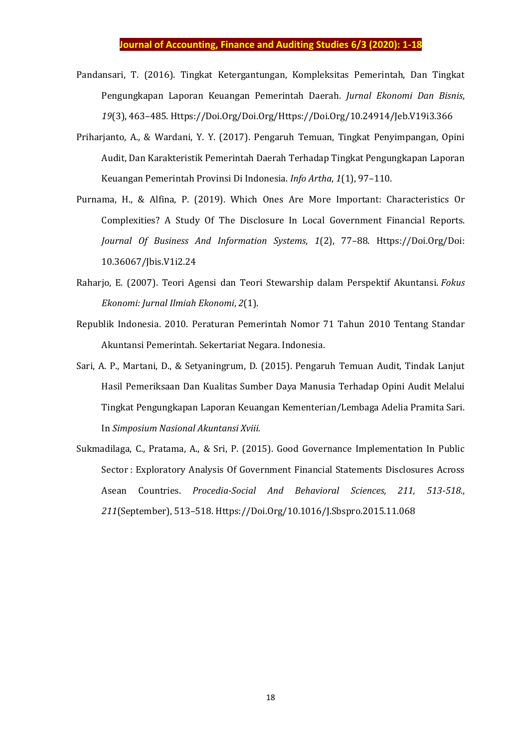Pandansari, T. (2016). Tingkat Ketergantungan, Kompleksitas Pemerintah, Dan Tingkat Pengungkapan Laporan Keuangan Pemerintah Daerah. *Jurnal Ekonomi Dan Bisnis*, *19*(3), 463–485. Https://Doi.Org/Doi.Org/Https://Doi.Org/10.24914/Jeb.V19i3.366

Priharjanto, A., & Wardani, Y. Y. (2017). Pengaruh Temuan, Tingkat Penyimpangan, Opini Audit, Dan Karakteristik Pemerintah Daerah Terhadap Tingkat Pengungkapan Laporan Keuangan Pemerintah Provinsi Di Indonesia. *Info Artha*, *1*(1), 97–110.

Purnama, H., & Alfina, P. (2019). Which Ones Are More Important: Characteristics Or Complexities? A Study Of The Disclosure In Local Government Financial Reports. *Journal Of Business And Information Systems*, *1*(2), 77–88. Https://Doi.Org/Doi: 10.36067/Jbis.V1i2.24

Raharjo, E. (2007). Teori Agensi dan Teori Stewarship dalam Perspektif Akuntansi. *Fokus Ekonomi: Jurnal Ilmiah Ekonomi*, *2*(1).

Republik Indonesia. 2010. Peraturan Pemerintah Nomor 71 Tahun 2010 Tentang Standar Akuntansi Pemerintah. Sekertariat Negara. Indonesia.

Sari, A. P., Martani, D., & Setyaningrum, D. (2015). Pengaruh Temuan Audit, Tindak Lanjut Hasil Pemeriksaan Dan Kualitas Sumber Daya Manusia Terhadap Opini Audit Melalui Tingkat Pengungkapan Laporan Keuangan Kementerian/Lembaga Adelia Pramita Sari. In *Simposium Nasional Akuntansi Xviii.*

Sukmadilaga, C., Pratama, A., & Sri, P. (2015). Good Governance Implementation In Public Sector : Exploratory Analysis Of Government Financial Statements Disclosures Across Asean Countries. *Procedia-Social And Behavioral Sciences, 211, 513-518.*, *211*(September), 513–518. Https://Doi.Org/10.1016/J.Sbspro.2015.11.068